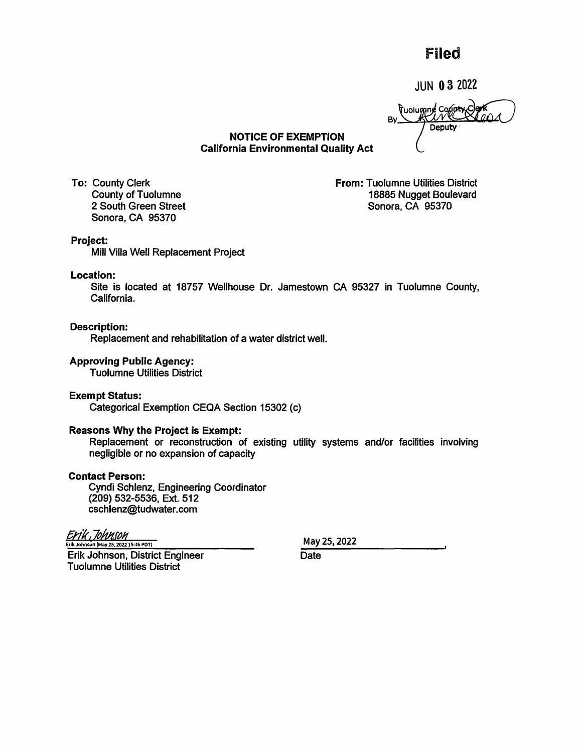**Filed**

JUN 03 2022

Tuolumne County Clerk
By ______________
Deputy

# NOTICE OF EXEMPTION
## California Environmental Quality Act

**To:** County Clerk
County of Tuolumne
2 South Green Street
Sonora, CA 95370

**From:** Tuolumne Utilities District
18885 Nugget Boulevard
Sonora, CA 95370

**Project:**
Mill Villa Well Replacement Project

**Location:**
Site is located at 18757 Wellhouse Dr. Jamestown CA 95327 in Tuolumne County, California.

**Description:**
Replacement and rehabilitation of a water district well.

**Approving Public Agency:**
Tuolumne Utilities District

**Exempt Status:**
Categorical Exemption CEQA Section 15302 (c)

**Reasons Why the Project is Exempt:**
Replacement or reconstruction of existing utility systems and/or facilities involving negligible or no expansion of capacity

**Contact Person:**
Cyndi Schlenz, Engineering Coordinator
(209) 532-5536, Ext. 512
cschlenz@tudwater.com

*Erik Johnson*
Erik Johnson (May 25, 2022 15:46 PDT)

Erik Johnson, District Engineer
Tuolumne Utilities District

May 25, 2022
Date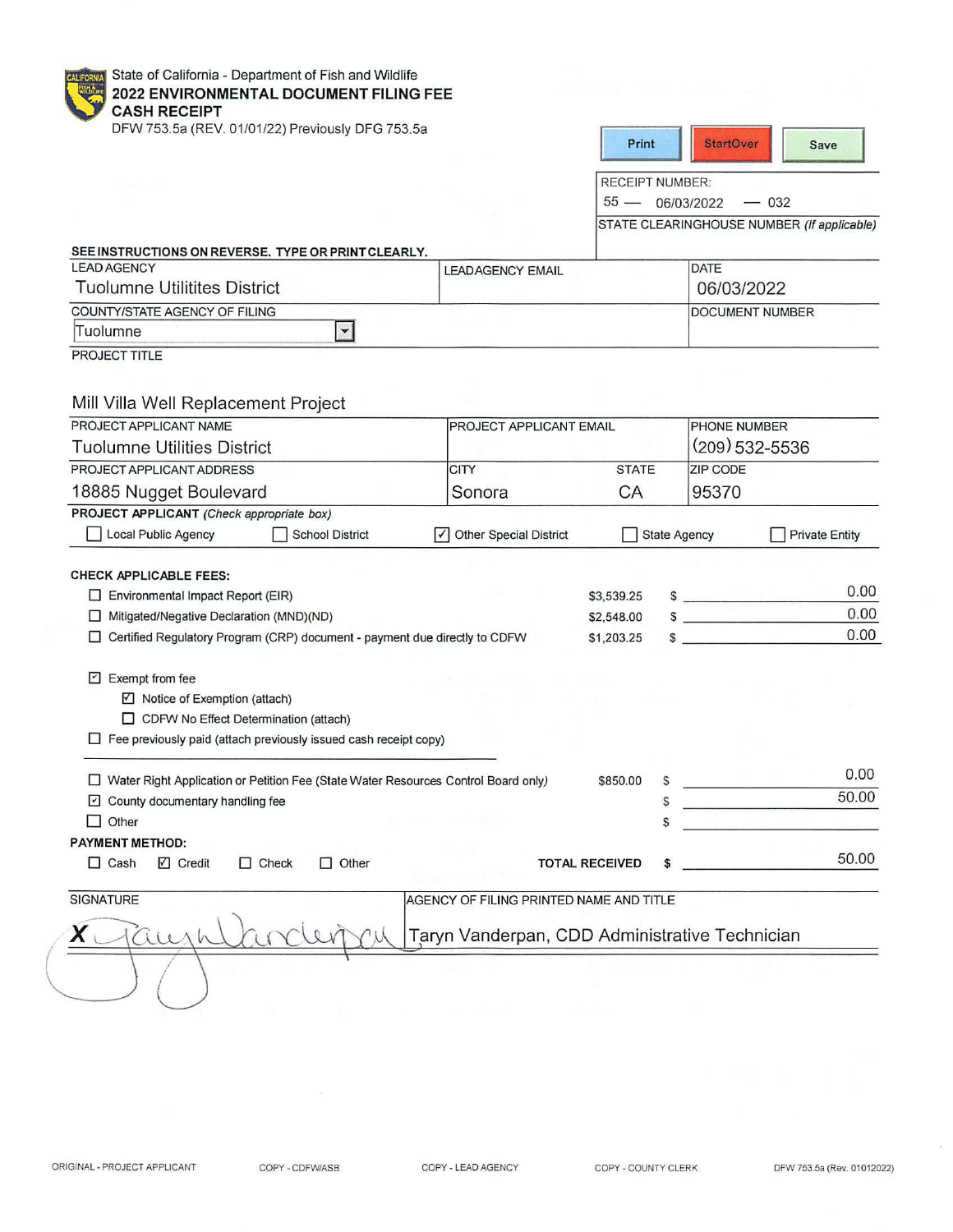State of California - Department of Fish and Wildlife

# 2022 ENVIRONMENTAL DOCUMENT FILING FEE CASH RECEIPT

DFW 753.5a (REV. 01/01/22) Previously DFG 753.5a

Print | StartOver | Save

RECEIPT NUMBER:
55 — 06/03/2022 — 032

STATE CLEARINGHOUSE NUMBER *(If applicable)*

**SEE INSTRUCTIONS ON REVERSE. TYPE OR PRINT CLEARLY.**

| LEAD AGENCY | LEAD AGENCY EMAIL | DATE |
|---|---|---|
| Tuolumne Utilitites District | | 06/03/2022 |

| COUNTY/STATE AGENCY OF FILING | DOCUMENT NUMBER |
|---|---|
| Tuolumne | |

PROJECT TITLE

Mill Villa Well Replacement Project

| PROJECT APPLICANT NAME | PROJECT APPLICANT EMAIL | PHONE NUMBER |
|---|---|---|
| Tuolumne Utilities District | | (209) 532-5536 |

| PROJECT APPLICANT ADDRESS | CITY | STATE | ZIP CODE |
|---|---|---|---|
| 18885 Nugget Boulevard | Sonora | CA | 95370 |

**PROJECT APPLICANT** *(Check appropriate box)*

- ☐ Local Public Agency
- ☐ School District
- ☑ Other Special District
- ☐ State Agency
- ☐ Private Entity

**CHECK APPLICABLE FEES:**

| Fee | Amount | $ |
|---|---|---|
| ☐ Environmental Impact Report (EIR) | $3,539.25 | 0.00 |
| ☐ Mitigated/Negative Declaration (MND)(ND) | $2,548.00 | 0.00 |
| ☐ Certified Regulatory Program (CRP) document - payment due directly to CDFW | $1,203.25 | 0.00 |

- ☑ Exempt from fee
  - ☑ Notice of Exemption (attach)
  - ☐ CDFW No Effect Determination (attach)
- ☐ Fee previously paid (attach previously issued cash receipt copy)

| Fee | Amount | $ |
|---|---|---|
| ☐ Water Right Application or Petition Fee (State Water Resources Control Board only) | $850.00 | 0.00 |
| ☑ County documentary handling fee | | 50.00 |
| ☐ Other | | |

**PAYMENT METHOD:**

☐ Cash ☑ Credit ☐ Check ☐ Other

**TOTAL RECEIVED** $ 50.00

| SIGNATURE | AGENCY OF FILING PRINTED NAME AND TITLE |
|---|---|
| X *(signature)* | Taryn Vanderpan, CDD Administrative Technician |

ORIGINAL - PROJECT APPLICANT | COPY - CDFW/ASB | COPY - LEAD AGENCY | COPY - COUNTY CLERK | DFW 753.5a (Rev. 01012022)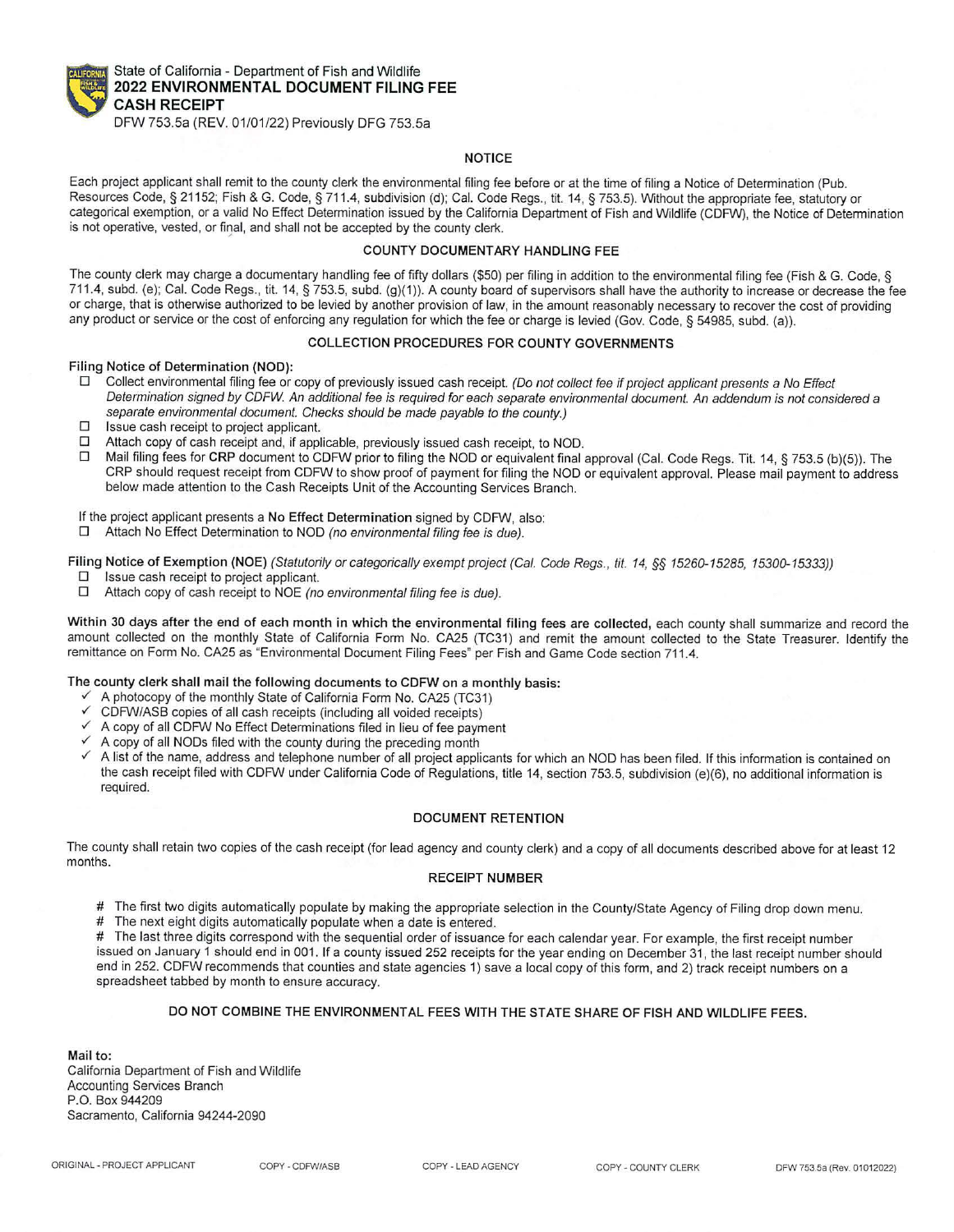State of California - Department of Fish and Wildlife
**2022 ENVIRONMENTAL DOCUMENT FILING FEE**
**CASH RECEIPT**
DFW 753.5a (REV. 01/01/22) Previously DFG 753.5a

### NOTICE

Each project applicant shall remit to the county clerk the environmental filing fee before or at the time of filing a Notice of Determination (Pub. Resources Code, § 21152; Fish & G. Code, § 711.4, subdivision (d); Cal. Code Regs., tit. 14, § 753.5). Without the appropriate fee, statutory or categorical exemption, or a valid No Effect Determination issued by the California Department of Fish and Wildlife (CDFW), the Notice of Determination is not operative, vested, or final, and shall not be accepted by the county clerk.

### COUNTY DOCUMENTARY HANDLING FEE

The county clerk may charge a documentary handling fee of fifty dollars ($50) per filing in addition to the environmental filing fee (Fish & G. Code, § 711.4, subd. (e); Cal. Code Regs., tit. 14, § 753.5, subd. (g)(1)). A county board of supervisors shall have the authority to increase or decrease the fee or charge, that is otherwise authorized to be levied by another provision of law, in the amount reasonably necessary to recover the cost of providing any product or service or the cost of enforcing any regulation for which the fee or charge is levied (Gov. Code, § 54985, subd. (a)).

### COLLECTION PROCEDURES FOR COUNTY GOVERNMENTS

**Filing Notice of Determination (NOD):**

- ☐ Collect environmental filing fee or copy of previously issued cash receipt. *(Do not collect fee if project applicant presents a No Effect Determination signed by CDFW. An additional fee is required for each separate environmental document. An addendum is not considered a separate environmental document. Checks should be made payable to the county.)*
- ☐ Issue cash receipt to project applicant.
- ☐ Attach copy of cash receipt and, if applicable, previously issued cash receipt, to NOD.
- ☐ Mail filing fees for **CRP** document to CDFW prior to filing the NOD or equivalent final approval (Cal. Code Regs. Tit. 14, § 753.5 (b)(5)). The CRP should request receipt from CDFW to show proof of payment for filing the NOD or equivalent approval. Please mail payment to address below made attention to the Cash Receipts Unit of the Accounting Services Branch.

If the project applicant presents a **No Effect Determination** signed by CDFW, also:

- ☐ Attach No Effect Determination to NOD *(no environmental filing fee is due).*

**Filing Notice of Exemption (NOE)** *(Statutorily or categorically exempt project (Cal. Code Regs., tit. 14, §§ 15260-15285, 15300-15333))*

- ☐ Issue cash receipt to project applicant.
- ☐ Attach copy of cash receipt to NOE *(no environmental filing fee is due).*

**Within 30 days after the end of each month in which the environmental filing fees are collected,** each county shall summarize and record the amount collected on the monthly State of California Form No. CA25 (TC31) and remit the amount collected to the State Treasurer. Identify the remittance on Form No. CA25 as "Environmental Document Filing Fees" per Fish and Game Code section 711.4.

**The county clerk shall mail the following documents to CDFW on a monthly basis:**

- ✓ A photocopy of the monthly State of California Form No. CA25 (TC31)
- ✓ CDFW/ASB copies of all cash receipts (including all voided receipts)
- ✓ A copy of all CDFW No Effect Determinations filed in lieu of fee payment
- ✓ A copy of all NODs filed with the county during the preceding month
- ✓ A list of the name, address and telephone number of all project applicants for which an NOD has been filed. If this information is contained on the cash receipt filed with CDFW under California Code of Regulations, title 14, section 753.5, subdivision (e)(6), no additional information is required.

### DOCUMENT RETENTION

The county shall retain two copies of the cash receipt (for lead agency and county clerk) and a copy of all documents described above for at least 12 months.

### RECEIPT NUMBER

# The first two digits automatically populate by making the appropriate selection in the County/State Agency of Filing drop down menu.
# The next eight digits automatically populate when a date is entered.
# The last three digits correspond with the sequential order of issuance for each calendar year. For example, the first receipt number issued on January 1 should end in 001. If a county issued 252 receipts for the year ending on December 31, the last receipt number should end in 252. CDFW recommends that counties and state agencies 1) save a local copy of this form, and 2) track receipt numbers on a spreadsheet tabbed by month to ensure accuracy.

**DO NOT COMBINE THE ENVIRONMENTAL FEES WITH THE STATE SHARE OF FISH AND WILDLIFE FEES.**

**Mail to:**
California Department of Fish and Wildlife
Accounting Services Branch
P.O. Box 944209
Sacramento, California 94244-2090

ORIGINAL - PROJECT APPLICANT    COPY - CDFW/ASB    COPY - LEAD AGENCY    COPY - COUNTY CLERK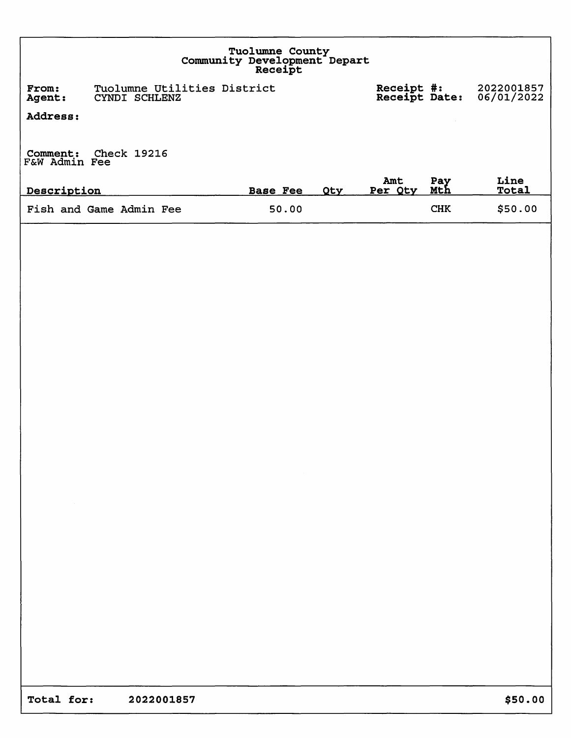# Tuolumne County
## Community Development Depart
### Receipt

**From:** Tuolumne Utilities District
**Agent:** CYNDI SCHLENZ

**Receipt #:** 2022001857
**Receipt Date:** 06/01/2022

**Address:**

**Comment:** Check 19216
F&W Admin Fee

| Description | Base Fee | Qty | Amt Per Qty | Pay Mth | Line Total |
|---|---|---|---|---|---|
| Fish and Game Admin Fee | 50.00 | | | CHK | $50.00 |

**Total for:** 2022001857 **$50.00**